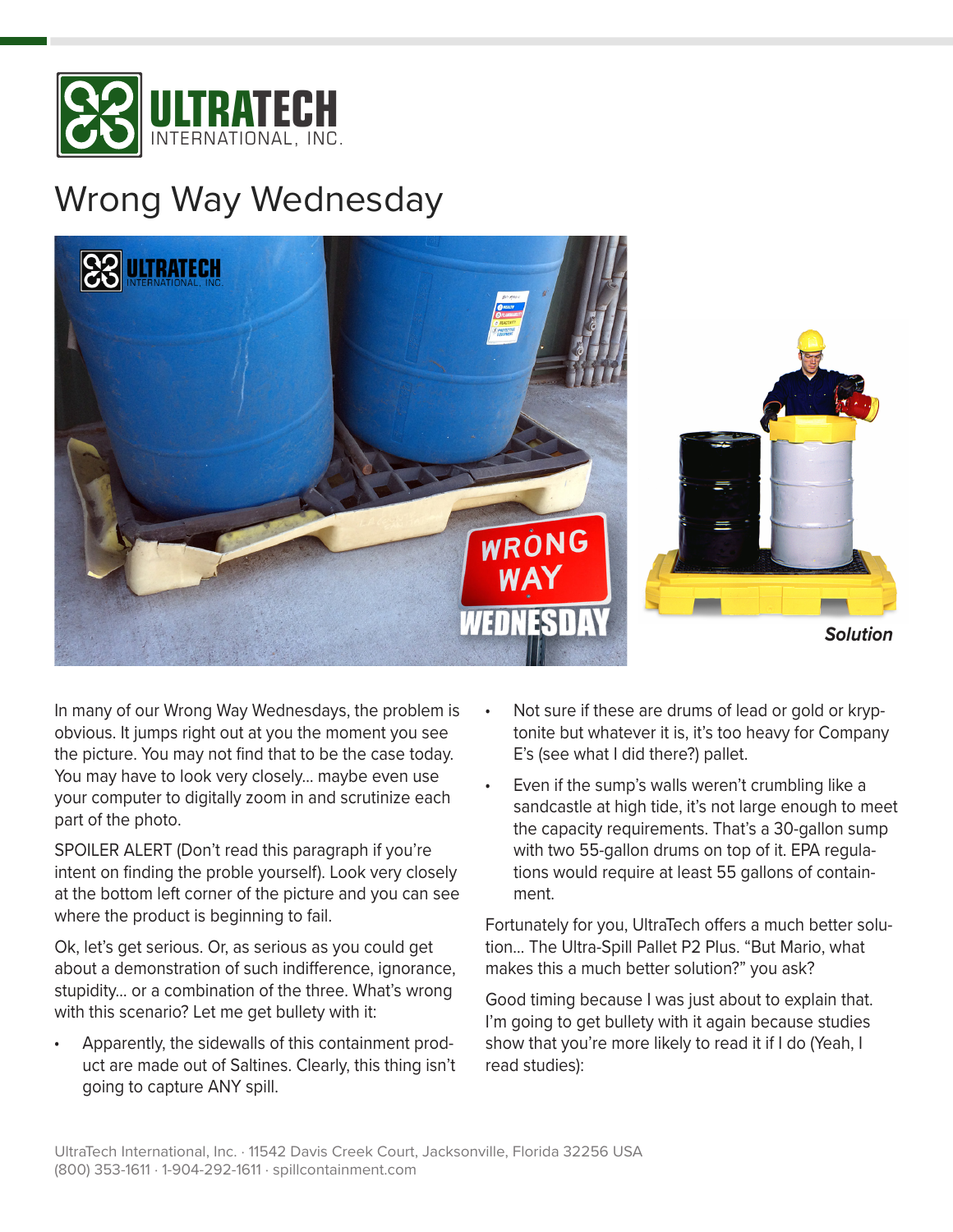# Wrong Way Wednesday

*Solution*

In many of our Wrong Way Wednesdays, the problem is obvious. It jumps right out at you the moment you see the picture. You may not find that to be the case today. You may have to look very closely... maybe even use your computer to digitally zoom in and scrutinize each part of the photo.

SPOILER ALERT (Don't read this paragraph if you're intent on finding the proble yourself). Look very closely at the bottom left corner of the picture and you can see where the product is beginning to fail.

Ok, let's get serious. Or, as serious as you could get about a demonstration of such indifference, ignorance, stupidity... or a combination of the three. What's wrong with this scenario? Let me get bullety with it:

- Apparently, the sidewalls of this containment product are made out of Saltines. Clearly, this thing isn't going to capture ANY spill.
- Not sure if these are drums of lead or gold or kryptonite but whatever it is, it's too heavy for Company E's (see what I did there?) pallet.
- Even if the sump's walls weren't crumbling like a sandcastle at high tide, it's not large enough to meet the capacity requirements. That's a 30-gallon sump with two 55-gallon drums on top of it. EPA regulations would require at least 55 gallons of containment.

Fortunately for you, UltraTech offers a much better solution... The Ultra-Spill Pallet P2 Plus. "But Mario, what makes this a much better solution?" you ask?

Good timing because I was just about to explain that. I'm going to get bullety with it again because studies show that you're more likely to read it if I do (Yeah, I read studies):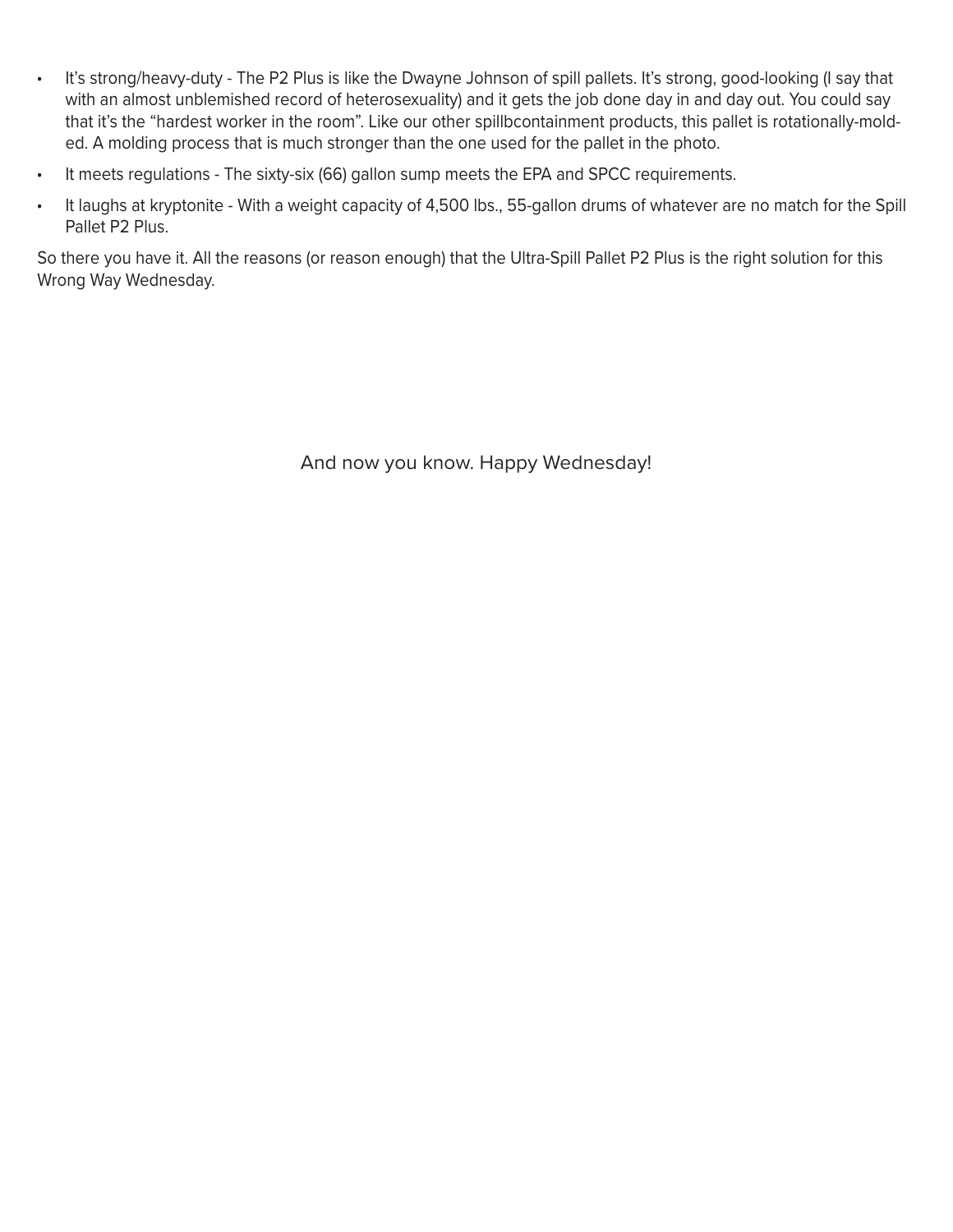- It's strong/heavy-duty - The P2 Plus is like the Dwayne Johnson of spill pallets. It's strong, good-looking (I say that with an almost unblemished record of heterosexuality) and it gets the job done day in and day out. You could say that it's the "hardest worker in the room". Like our other spillbcontainment products, this pallet is rotationally-molded. A molding process that is much stronger than the one used for the pallet in the photo.
- It meets regulations - The sixty-six (66) gallon sump meets the EPA and SPCC requirements.
- It laughs at kryptonite - With a weight capacity of 4,500 lbs., 55-gallon drums of whatever are no match for the Spill Pallet P2 Plus.

So there you have it. All the reasons (or reason enough) that the Ultra-Spill Pallet P2 Plus is the right solution for this Wrong Way Wednesday.

And now you know. Happy Wednesday!